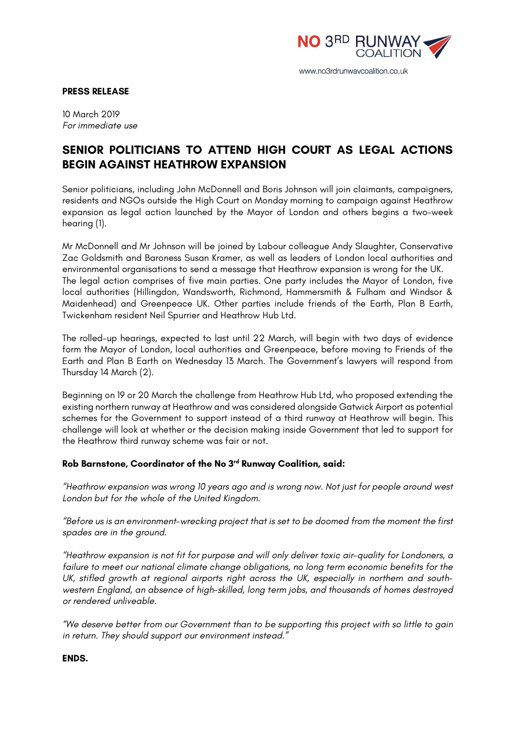NO 3RD RUNWAY COALITION

www.no3rdrunwaycoalition.co.uk

**PRESS RELEASE**

10 March 2019
*For immediate use*

# SENIOR POLITICIANS TO ATTEND HIGH COURT AS LEGAL ACTIONS BEGIN AGAINST HEATHROW EXPANSION

Senior politicians, including John McDonnell and Boris Johnson will join claimants, campaigners, residents and NGOs outside the High Court on Monday morning to campaign against Heathrow expansion as legal action launched by the Mayor of London and others begins a two-week hearing (1).

Mr McDonnell and Mr Johnson will be joined by Labour colleague Andy Slaughter, Conservative Zac Goldsmith and Baroness Susan Kramer, as well as leaders of London local authorities and environmental organisations to send a message that Heathrow expansion is wrong for the UK.
The legal action comprises of five main parties. One party includes the Mayor of London, five local authorities (Hillingdon, Wandsworth, Richmond, Hammersmith & Fulham and Windsor & Maidenhead) and Greenpeace UK. Other parties include friends of the Earth, Plan B Earth, Twickenham resident Neil Spurrier and Heathrow Hub Ltd.

The rolled-up hearings, expected to last until 22 March, will begin with two days of evidence form the Mayor of London, local authorities and Greenpeace, before moving to Friends of the Earth and Plan B Earth on Wednesday 13 March. The Government's lawyers will respond from Thursday 14 March (2).

Beginning on 19 or 20 March the challenge from Heathrow Hub Ltd, who proposed extending the existing northern runway at Heathrow and was considered alongside Gatwick Airport as potential schemes for the Government to support instead of a third runway at Heathrow will begin. This challenge will look at whether or the decision making inside Government that led to support for the Heathrow third runway scheme was fair or not.

**Rob Barnstone, Coordinator of the No 3rd Runway Coalition, said:**

*"Heathrow expansion was wrong 10 years ago and is wrong now. Not just for people around west London but for the whole of the United Kingdom.*

*"Before us is an environment-wrecking project that is set to be doomed from the moment the first spades are in the ground.*

*"Heathrow expansion is not fit for purpose and will only deliver toxic air-quality for Londoners, a failure to meet our national climate change obligations, no long term economic benefits for the UK, stifled growth at regional airports right across the UK, especially in northern and south-western England, an absence of high-skilled, long term jobs, and thousands of homes destroyed or rendered unliveable.*

*"We deserve better from our Government than to be supporting this project with so little to gain in return. They should support our environment instead."*

**ENDS.**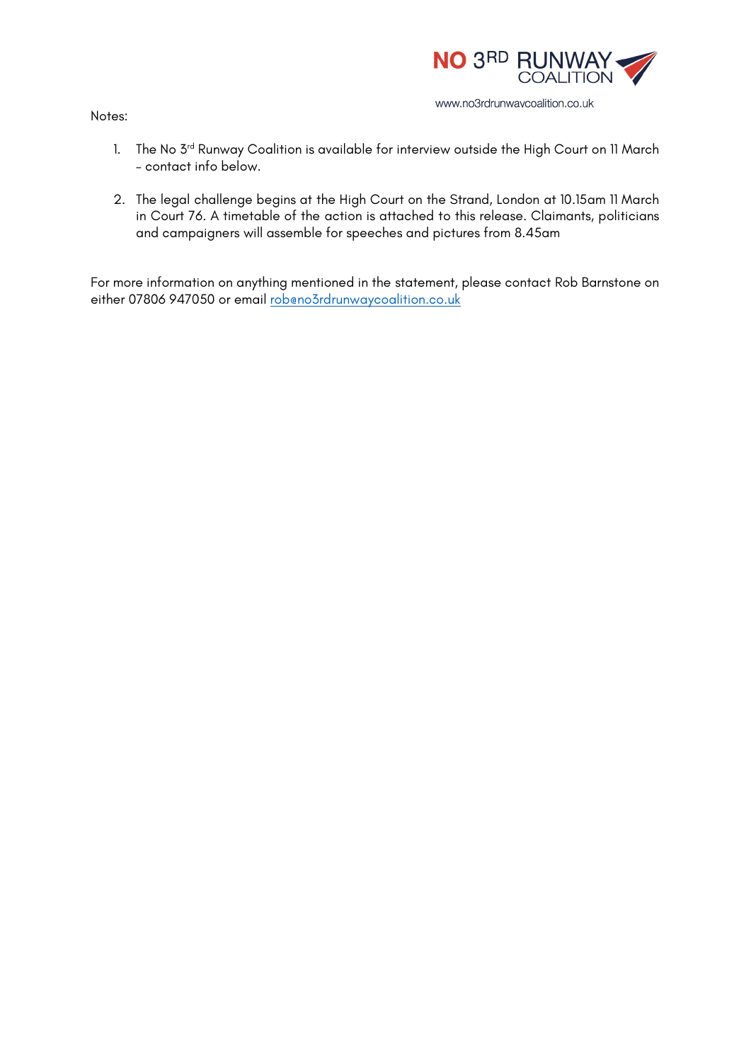Notes:

1. The No 3rd Runway Coalition is available for interview outside the High Court on 11 March – contact info below.

2. The legal challenge begins at the High Court on the Strand, London at 10.15am 11 March in Court 76. A timetable of the action is attached to this release. Claimants, politicians and campaigners will assemble for speeches and pictures from 8.45am

For more information on anything mentioned in the statement, please contact Rob Barnstone on either 07806 947050 or email rob@no3rdrunwaycoalition.co.uk